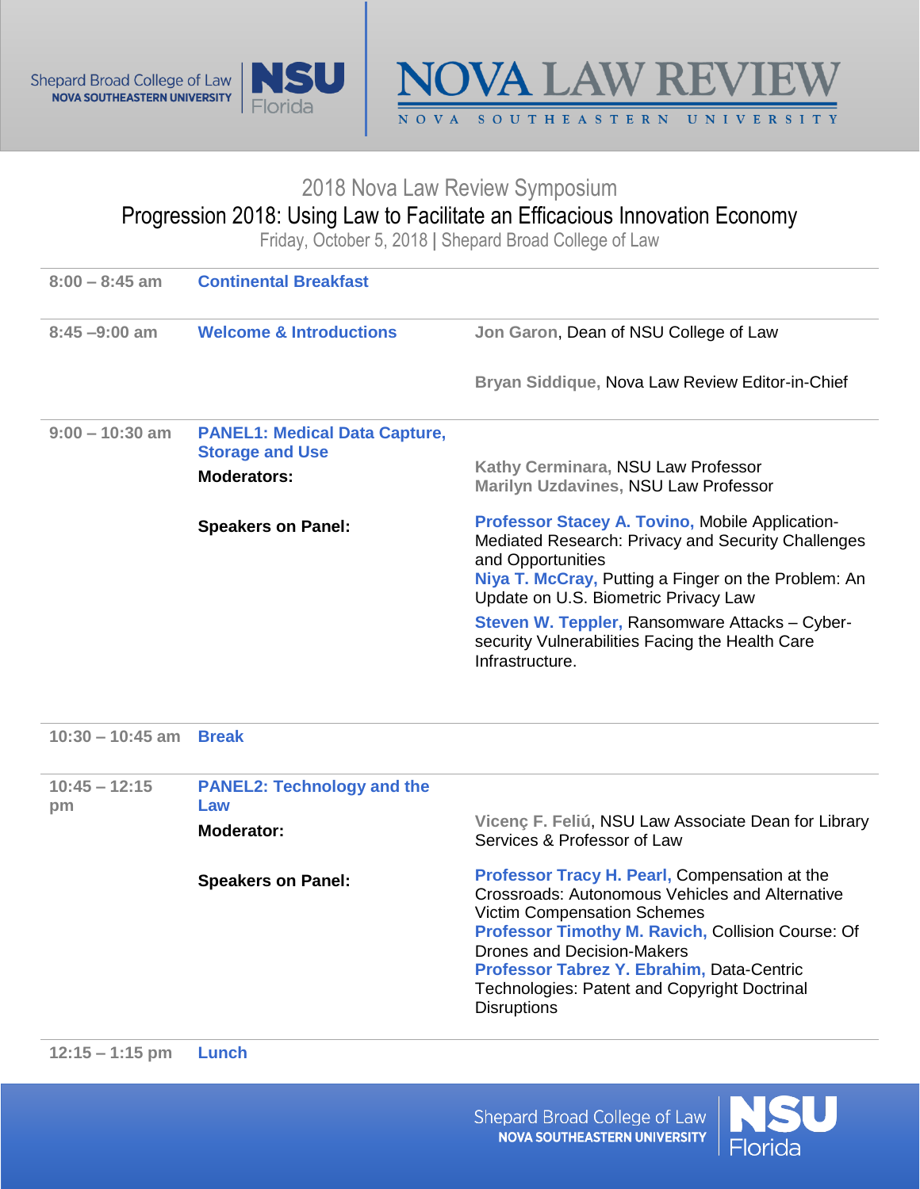Shepard Broad College of Law
NOVA SOUTHEASTERN UNIVERSITY

NSU Florida

# NOVA LAW REVIEW

NOVA SOUTHEASTERN UNIVERSITY

## 2018 Nova Law Review Symposium

## Progression 2018: Using Law to Facilitate an Efficacious Innovation Economy

Friday, October 5, 2018 | Shepard Broad College of Law

| | | |
|---|---|---|
| 8:00 – 8:45 am | **Continental Breakfast** | |
| 8:45 –9:00 am | **Welcome & Introductions** | **Jon Garon**, Dean of NSU College of Law<br><br>**Bryan Siddique,** Nova Law Review Editor-in-Chief |
| 9:00 – 10:30 am | **PANEL1: Medical Data Capture, Storage and Use**<br><br>**Moderators:** | **Kathy Cerminara,** NSU Law Professor<br>**Marilyn Uzdavines,** NSU Law Professor |
| | **Speakers on Panel:** | **Professor Stacey A. Tovino,** Mobile Application-Mediated Research: Privacy and Security Challenges and Opportunities<br>**Niya T. McCray,** Putting a Finger on the Problem: An Update on U.S. Biometric Privacy Law<br>**Steven W. Teppler,** Ransomware Attacks – Cyber-security Vulnerabilities Facing the Health Care Infrastructure. |
| 10:30 – 10:45 am | **Break** | |
| 10:45 – 12:15 pm | **PANEL2: Technology and the Law**<br><br>**Moderator:** | **Vicenç F. Feliú,** NSU Law Associate Dean for Library Services & Professor of Law |
| | **Speakers on Panel:** | **Professor Tracy H. Pearl,** Compensation at the Crossroads: Autonomous Vehicles and Alternative Victim Compensation Schemes<br>**Professor Timothy M. Ravich,** Collision Course: Of Drones and Decision-Makers<br>**Professor Tabrez Y. Ebrahim,** Data-Centric Technologies: Patent and Copyright Doctrinal Disruptions |
| 12:15 – 1:15 pm | **Lunch** | |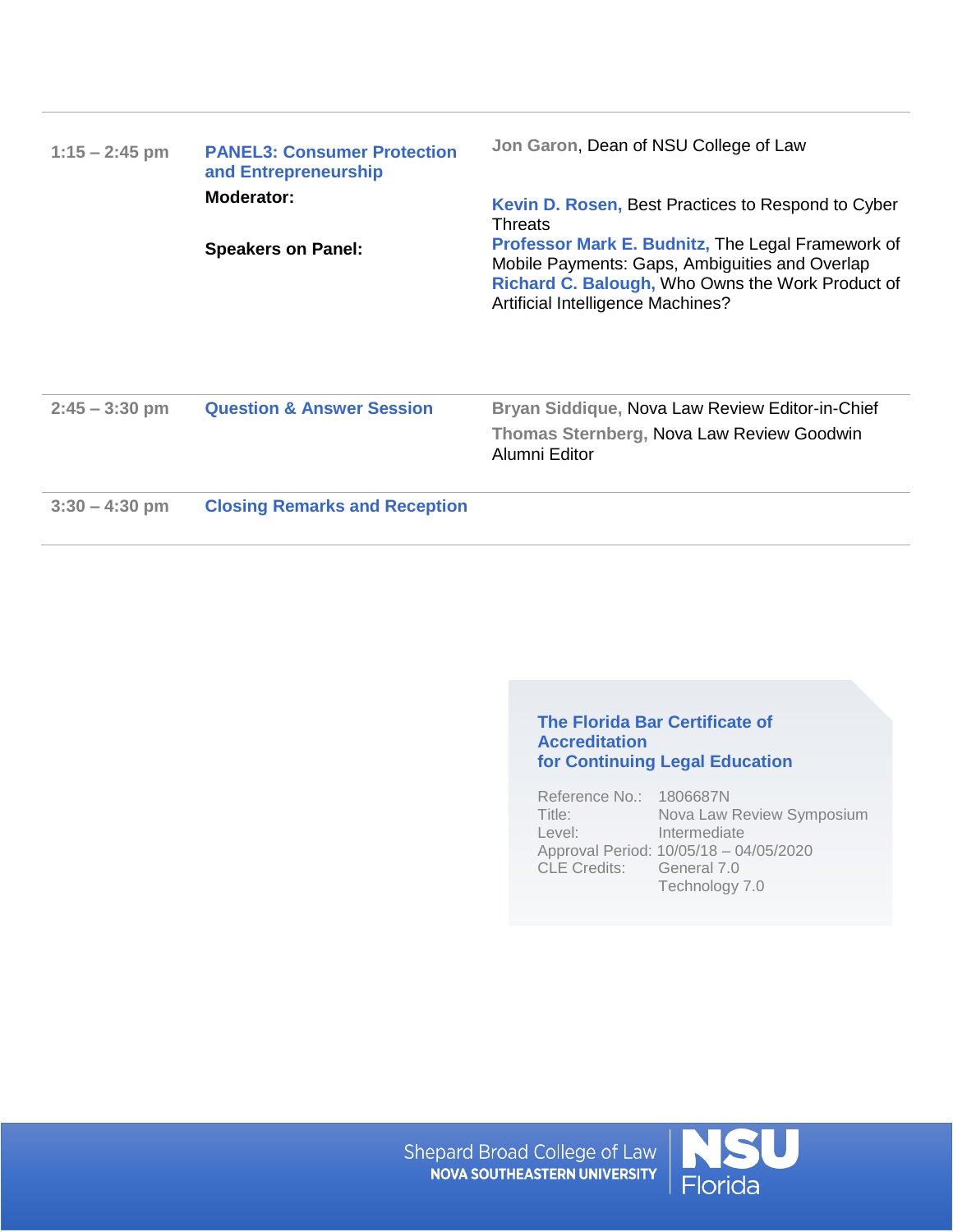| | | |
|---|---|---|
| 1:15 – 2:45 pm | **PANEL3: Consumer Protection and Entrepreneurship**<br>**Moderator:**<br>**Speakers on Panel:** | **Jon Garon**, Dean of NSU College of Law<br>**Kevin D. Rosen,** Best Practices to Respond to Cyber Threats<br>**Professor Mark E. Budnitz,** The Legal Framework of Mobile Payments: Gaps, Ambiguities and Overlap<br>**Richard C. Balough,** Who Owns the Work Product of Artificial Intelligence Machines? |
| 2:45 – 3:30 pm | **Question & Answer Session** | **Bryan Siddique,** Nova Law Review Editor-in-Chief<br>**Thomas Sternberg,** Nova Law Review Goodwin Alumni Editor |
| 3:30 – 4:30 pm | **Closing Remarks and Reception** | |

**The Florida Bar Certificate of Accreditation for Continuing Legal Education**

Reference No.: 1806687N
Title: Nova Law Review Symposium
Level: Intermediate
Approval Period: 10/05/18 – 04/05/2020
CLE Credits: General 7.0
Technology 7.0

Shepard Broad College of Law
NOVA SOUTHEASTERN UNIVERSITY
NSU Florida